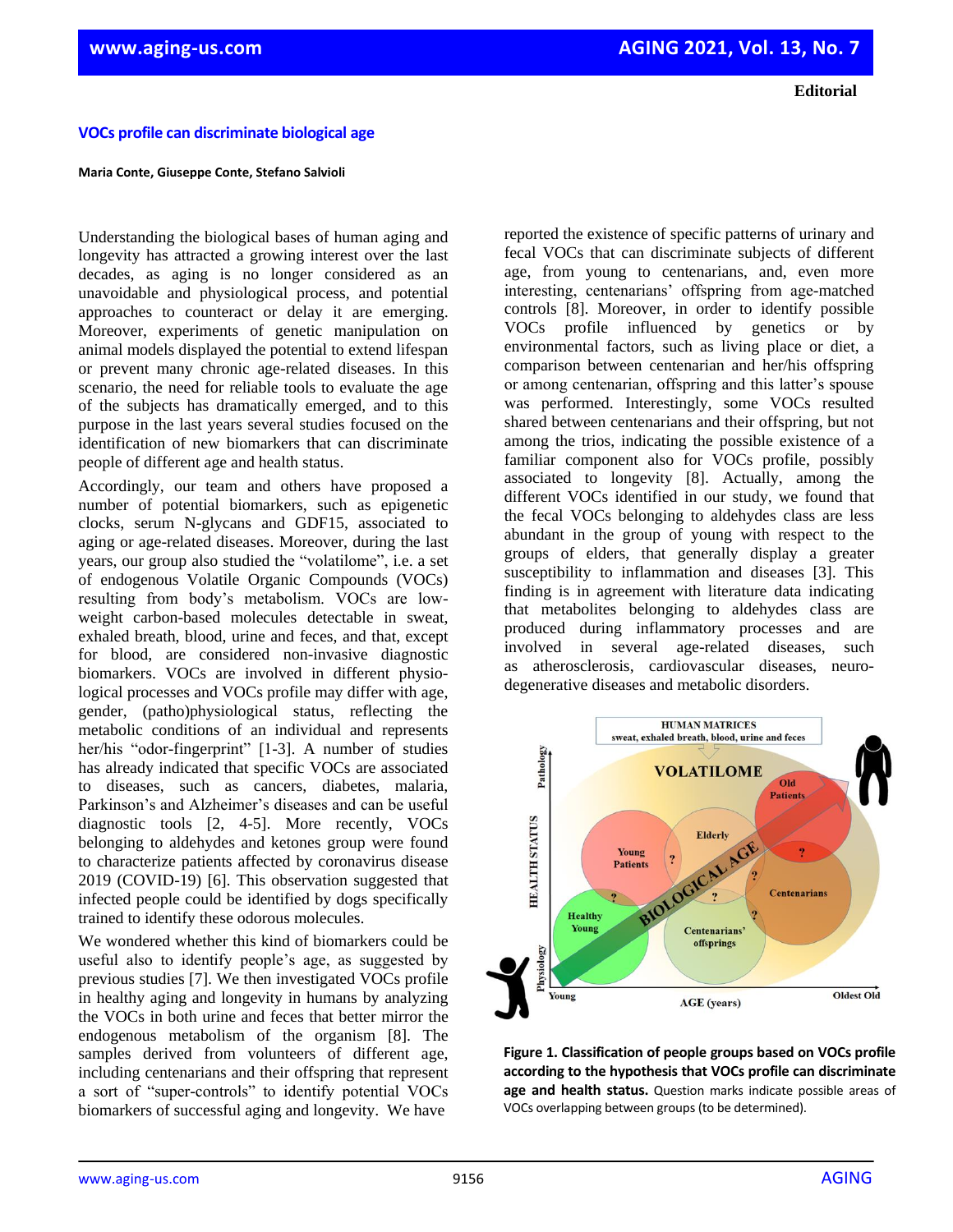**Editorial**

# VOCs profile can discriminate biological age

**Maria Conte, Giuseppe Conte, Stefano Salvioli**

Understanding the biological bases of human aging and longevity has attracted a growing interest over the last decades, as aging is no longer considered as an unavoidable and physiological process, and potential approaches to counteract or delay it are emerging. Moreover, experiments of genetic manipulation on animal models displayed the potential to extend lifespan or prevent many chronic age-related diseases. In this scenario, the need for reliable tools to evaluate the age of the subjects has dramatically emerged, and to this purpose in the last years several studies focused on the identification of new biomarkers that can discriminate people of different age and health status.

Accordingly, our team and others have proposed a number of potential biomarkers, such as epigenetic clocks, serum N-glycans and GDF15, associated to aging or age-related diseases. Moreover, during the last years, our group also studied the "volatilome", i.e. a set of endogenous Volatile Organic Compounds (VOCs) resulting from body's metabolism. VOCs are low-weight carbon-based molecules detectable in sweat, exhaled breath, blood, urine and feces, and that, except for blood, are considered non-invasive diagnostic biomarkers. VOCs are involved in different physiological processes and VOCs profile may differ with age, gender, (patho)physiological status, reflecting the metabolic conditions of an individual and represents her/his "odor-fingerprint" [1-3]. A number of studies has already indicated that specific VOCs are associated to diseases, such as cancers, diabetes, malaria, Parkinson's and Alzheimer's diseases and can be useful diagnostic tools [2, 4-5]. More recently, VOCs belonging to aldehydes and ketones group were found to characterize patients affected by coronavirus disease 2019 (COVID-19) [6]. This observation suggested that infected people could be identified by dogs specifically trained to identify these odorous molecules.

We wondered whether this kind of biomarkers could be useful also to identify people's age, as suggested by previous studies [7]. We then investigated VOCs profile in healthy aging and longevity in humans by analyzing the VOCs in both urine and feces that better mirror the endogenous metabolism of the organism [8]. The samples derived from volunteers of different age, including centenarians and their offspring that represent a sort of "super-controls" to identify potential VOCs biomarkers of successful aging and longevity. We have reported the existence of specific patterns of urinary and fecal VOCs that can discriminate subjects of different age, from young to centenarians, and, even more interesting, centenarians' offspring from age-matched controls [8]. Moreover, in order to identify possible VOCs profile influenced by genetics or by environmental factors, such as living place or diet, a comparison between centenarian and her/his offspring or among centenarian, offspring and this latter's spouse was performed. Interestingly, some VOCs resulted shared between centenarians and their offspring, but not among the trios, indicating the possible existence of a familiar component also for VOCs profile, possibly associated to longevity [8]. Actually, among the different VOCs identified in our study, we found that the fecal VOCs belonging to aldehydes class are less abundant in the group of young with respect to the groups of elders, that generally display a greater susceptibility to inflammation and diseases [3]. This finding is in agreement with literature data indicating that metabolites belonging to aldehydes class are produced during inflammatory processes and are involved in several age-related diseases, such as atherosclerosis, cardiovascular diseases, neurodegenerative diseases and metabolic disorders.

**Figure 1. Classification of people groups based on VOCs profile according to the hypothesis that VOCs profile can discriminate age and health status.** Question marks indicate possible areas of VOCs overlapping between groups (to be determined).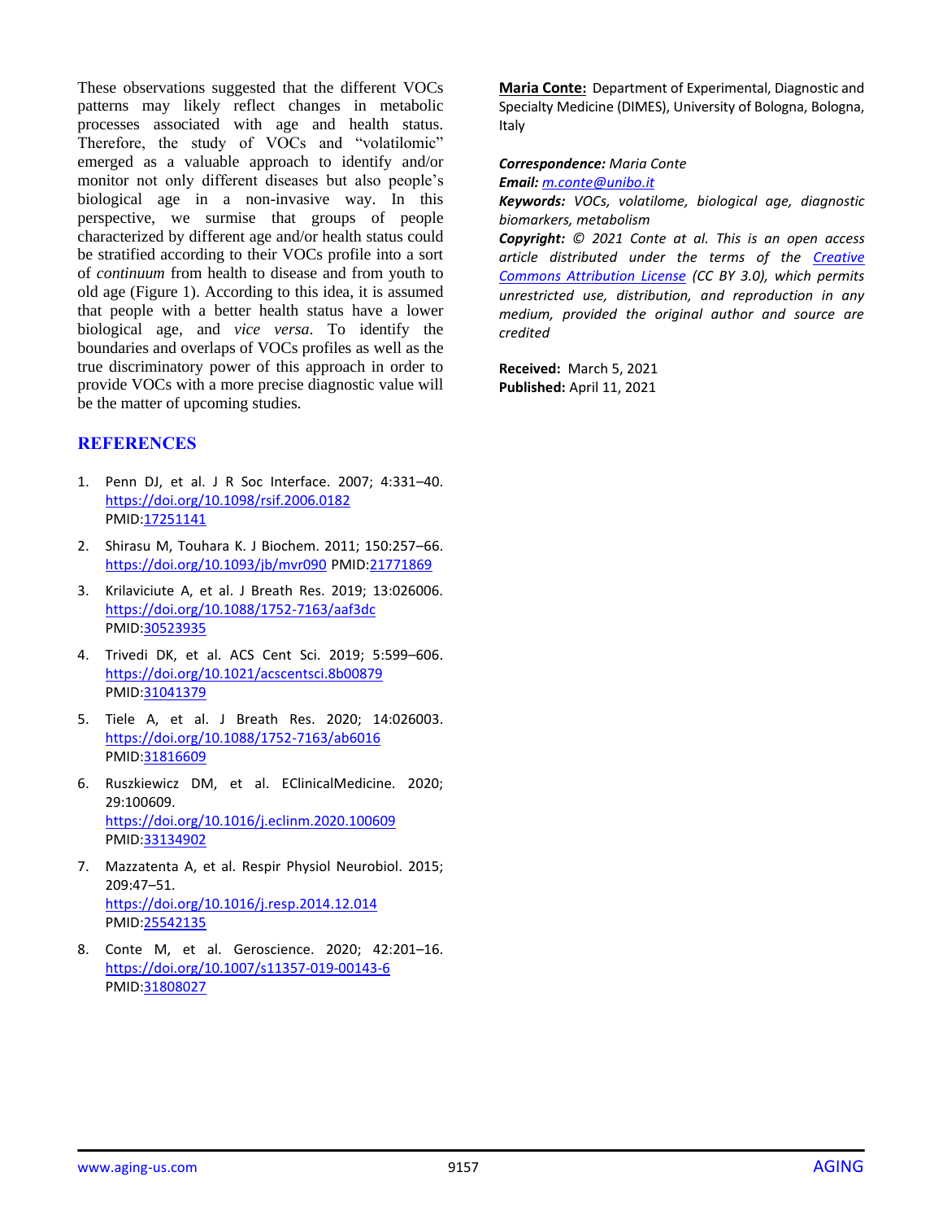These observations suggested that the different VOCs patterns may likely reflect changes in metabolic processes associated with age and health status. Therefore, the study of VOCs and "volatilomic" emerged as a valuable approach to identify and/or monitor not only different diseases but also people's biological age in a non-invasive way. In this perspective, we surmise that groups of people characterized by different age and/or health status could be stratified according to their VOCs profile into a sort of *continuum* from health to disease and from youth to old age (Figure 1). According to this idea, it is assumed that people with a better health status have a lower biological age, and *vice versa*. To identify the boundaries and overlaps of VOCs profiles as well as the true discriminatory power of this approach in order to provide VOCs with a more precise diagnostic value will be the matter of upcoming studies.

## REFERENCES

1. Penn DJ, et al. J R Soc Interface. 2007; 4:331–40. https://doi.org/10.1098/rsif.2006.0182 PMID:17251141

2. Shirasu M, Touhara K. J Biochem. 2011; 150:257–66. https://doi.org/10.1093/jb/mvr090 PMID:21771869

3. Krilaviciute A, et al. J Breath Res. 2019; 13:026006. https://doi.org/10.1088/1752-7163/aaf3dc PMID:30523935

4. Trivedi DK, et al. ACS Cent Sci. 2019; 5:599–606. https://doi.org/10.1021/acscentsci.8b00879 PMID:31041379

5. Tiele A, et al. J Breath Res. 2020; 14:026003. https://doi.org/10.1088/1752-7163/ab6016 PMID:31816609

6. Ruszkiewicz DM, et al. EClinicalMedicine. 2020; 29:100609. https://doi.org/10.1016/j.eclinm.2020.100609 PMID:33134902

7. Mazzatenta A, et al. Respir Physiol Neurobiol. 2015; 209:47–51. https://doi.org/10.1016/j.resp.2014.12.014 PMID:25542135

8. Conte M, et al. Geroscience. 2020; 42:201–16. https://doi.org/10.1007/s11357-019-00143-6 PMID:31808027

**Maria Conte:** Department of Experimental, Diagnostic and Specialty Medicine (DIMES), University of Bologna, Bologna, Italy

***Correspondence:*** *Maria Conte*
***Email:*** *m.conte@unibo.it*
***Keywords:*** *VOCs, volatilome, biological age, diagnostic biomarkers, metabolism*
***Copyright:*** *© 2021 Conte at al. This is an open access article distributed under the terms of the Creative Commons Attribution License (CC BY 3.0), which permits unrestricted use, distribution, and reproduction in any medium, provided the original author and source are credited*

**Received:** March 5, 2021
**Published:** April 11, 2021